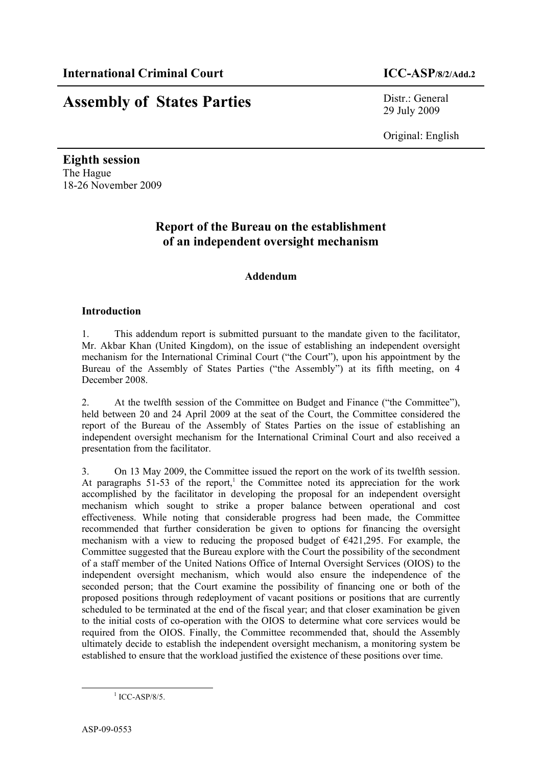**International Criminal Court** **ICC-ASP/8/2/Add.2**

# Assembly of States Parties

Distr.: General
29 July 2009

Original: English

**Eighth session**
The Hague
18-26 November 2009

## Report of the Bureau on the establishment of an independent oversight mechanism

### Addendum

#### Introduction

1. This addendum report is submitted pursuant to the mandate given to the facilitator, Mr. Akbar Khan (United Kingdom), on the issue of establishing an independent oversight mechanism for the International Criminal Court ("the Court"), upon his appointment by the Bureau of the Assembly of States Parties ("the Assembly") at its fifth meeting, on 4 December 2008.

2. At the twelfth session of the Committee on Budget and Finance ("the Committee"), held between 20 and 24 April 2009 at the seat of the Court, the Committee considered the report of the Bureau of the Assembly of States Parties on the issue of establishing an independent oversight mechanism for the International Criminal Court and also received a presentation from the facilitator.

3. On 13 May 2009, the Committee issued the report on the work of its twelfth session. At paragraphs 51-53 of the report,[1] the Committee noted its appreciation for the work accomplished by the facilitator in developing the proposal for an independent oversight mechanism which sought to strike a proper balance between operational and cost effectiveness. While noting that considerable progress had been made, the Committee recommended that further consideration be given to options for financing the oversight mechanism with a view to reducing the proposed budget of €421,295. For example, the Committee suggested that the Bureau explore with the Court the possibility of the secondment of a staff member of the United Nations Office of Internal Oversight Services (OIOS) to the independent oversight mechanism, which would also ensure the independence of the seconded person; that the Court examine the possibility of financing one or both of the proposed positions through redeployment of vacant positions or positions that are currently scheduled to be terminated at the end of the fiscal year; and that closer examination be given to the initial costs of co-operation with the OIOS to determine what core services would be required from the OIOS. Finally, the Committee recommended that, should the Assembly ultimately decide to establish the independent oversight mechanism, a monitoring system be established to ensure that the workload justified the existence of these positions over time.

[1] ICC-ASP/8/5.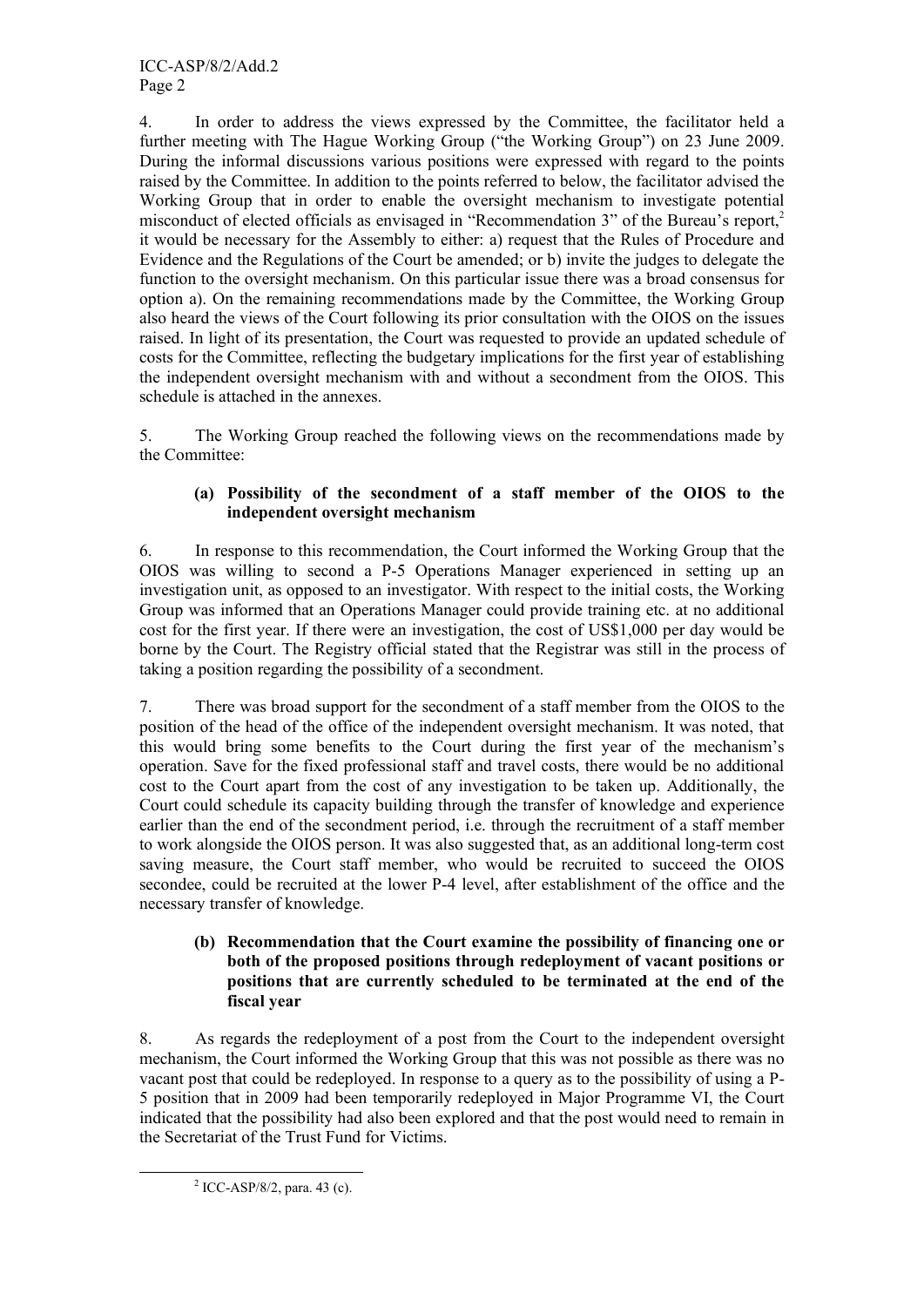4. In order to address the views expressed by the Committee, the facilitator held a further meeting with The Hague Working Group ("the Working Group") on 23 June 2009. During the informal discussions various positions were expressed with regard to the points raised by the Committee. In addition to the points referred to below, the facilitator advised the Working Group that in order to enable the oversight mechanism to investigate potential misconduct of elected officials as envisaged in "Recommendation 3" of the Bureau's report,[2] it would be necessary for the Assembly to either: a) request that the Rules of Procedure and Evidence and the Regulations of the Court be amended; or b) invite the judges to delegate the function to the oversight mechanism. On this particular issue there was a broad consensus for option a). On the remaining recommendations made by the Committee, the Working Group also heard the views of the Court following its prior consultation with the OIOS on the issues raised. In light of its presentation, the Court was requested to provide an updated schedule of costs for the Committee, reflecting the budgetary implications for the first year of establishing the independent oversight mechanism with and without a secondment from the OIOS. This schedule is attached in the annexes.

5. The Working Group reached the following views on the recommendations made by the Committee:

**(a) Possibility of the secondment of a staff member of the OIOS to the independent oversight mechanism**

6. In response to this recommendation, the Court informed the Working Group that the OIOS was willing to second a P-5 Operations Manager experienced in setting up an investigation unit, as opposed to an investigator. With respect to the initial costs, the Working Group was informed that an Operations Manager could provide training etc. at no additional cost for the first year. If there were an investigation, the cost of US$1,000 per day would be borne by the Court. The Registry official stated that the Registrar was still in the process of taking a position regarding the possibility of a secondment.

7. There was broad support for the secondment of a staff member from the OIOS to the position of the head of the office of the independent oversight mechanism. It was noted, that this would bring some benefits to the Court during the first year of the mechanism's operation. Save for the fixed professional staff and travel costs, there would be no additional cost to the Court apart from the cost of any investigation to be taken up. Additionally, the Court could schedule its capacity building through the transfer of knowledge and experience earlier than the end of the secondment period, i.e. through the recruitment of a staff member to work alongside the OIOS person. It was also suggested that, as an additional long-term cost saving measure, the Court staff member, who would be recruited to succeed the OIOS secondee, could be recruited at the lower P-4 level, after establishment of the office and the necessary transfer of knowledge.

**(b) Recommendation that the Court examine the possibility of financing one or both of the proposed positions through redeployment of vacant positions or positions that are currently scheduled to be terminated at the end of the fiscal year**

8. As regards the redeployment of a post from the Court to the independent oversight mechanism, the Court informed the Working Group that this was not possible as there was no vacant post that could be redeployed. In response to a query as to the possibility of using a P-5 position that in 2009 had been temporarily redeployed in Major Programme VI, the Court indicated that the possibility had also been explored and that the post would need to remain in the Secretariat of the Trust Fund for Victims.

[2] ICC-ASP/8/2, para. 43 (c).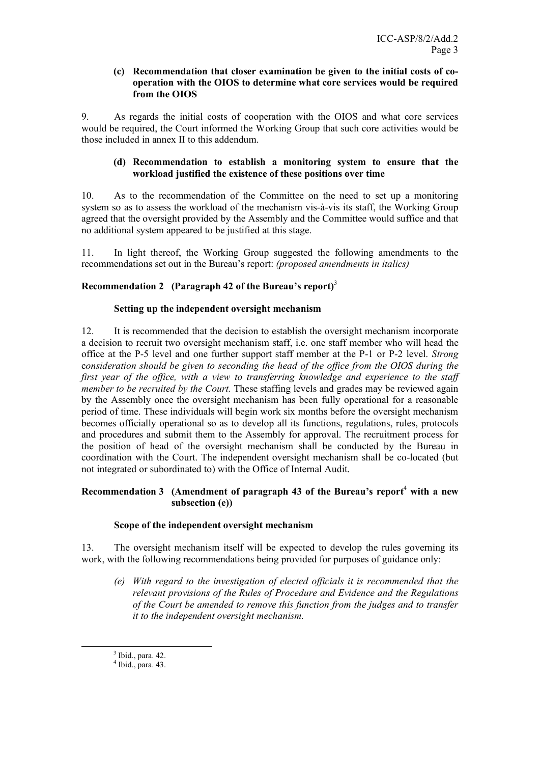### (c) Recommendation that closer examination be given to the initial costs of co-operation with the OIOS to determine what core services would be required from the OIOS

9. As regards the initial costs of cooperation with the OIOS and what core services would be required, the Court informed the Working Group that such core activities would be those included in annex II to this addendum.

### (d) Recommendation to establish a monitoring system to ensure that the workload justified the existence of these positions over time

10. As to the recommendation of the Committee on the need to set up a monitoring system so as to assess the workload of the mechanism vis-à-vis its staff, the Working Group agreed that the oversight provided by the Assembly and the Committee would suffice and that no additional system appeared to be justified at this stage.

11. In light thereof, the Working Group suggested the following amendments to the recommendations set out in the Bureau's report: *(proposed amendments in italics)*

## Recommendation 2 (Paragraph 42 of the Bureau's report)[3]

### Setting up the independent oversight mechanism

12. It is recommended that the decision to establish the oversight mechanism incorporate a decision to recruit two oversight mechanism staff, i.e. one staff member who will head the office at the P-5 level and one further support staff member at the P-1 or P-2 level. *Strong consideration should be given to seconding the head of the office from the OIOS during the first year of the office, with a view to transferring knowledge and experience to the staff member to be recruited by the Court.* These staffing levels and grades may be reviewed again by the Assembly once the oversight mechanism has been fully operational for a reasonable period of time. These individuals will begin work six months before the oversight mechanism becomes officially operational so as to develop all its functions, regulations, rules, protocols and procedures and submit them to the Assembly for approval. The recruitment process for the position of head of the oversight mechanism shall be conducted by the Bureau in coordination with the Court. The independent oversight mechanism shall be co-located (but not integrated or subordinated to) with the Office of Internal Audit.

## Recommendation 3 (Amendment of paragraph 43 of the Bureau's report[4] with a new subsection (e))

### Scope of the independent oversight mechanism

13. The oversight mechanism itself will be expected to develop the rules governing its work, with the following recommendations being provided for purposes of guidance only:

> *(e) With regard to the investigation of elected officials it is recommended that the relevant provisions of the Rules of Procedure and Evidence and the Regulations of the Court be amended to remove this function from the judges and to transfer it to the independent oversight mechanism.*

---

[3] Ibid., para. 42.

[4] Ibid., para. 43.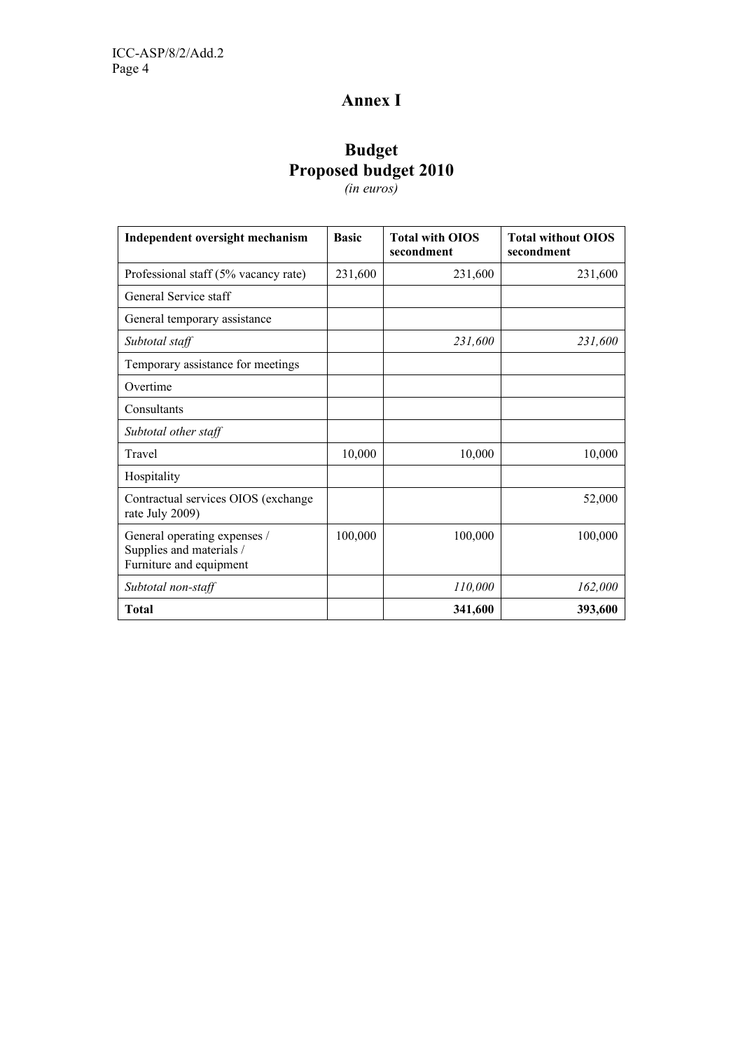# Annex I

## Budget
## Proposed budget 2010

*(in euros)*

| Independent oversight mechanism | Basic | Total with OIOS secondment | Total without OIOS secondment |
|---|---|---|---|
| Professional staff (5% vacancy rate) | 231,600 | 231,600 | 231,600 |
| General Service staff | | | |
| General temporary assistance | | | |
| *Subtotal staff* | | *231,600* | *231,600* |
| Temporary assistance for meetings | | | |
| Overtime | | | |
| Consultants | | | |
| *Subtotal other staff* | | | |
| Travel | 10,000 | 10,000 | 10,000 |
| Hospitality | | | |
| Contractual services OIOS (exchange rate July 2009) | | | 52,000 |
| General operating expenses / Supplies and materials / Furniture and equipment | 100,000 | 100,000 | 100,000 |
| *Subtotal non-staff* | | *110,000* | *162,000* |
| **Total** | | **341,600** | **393,600** |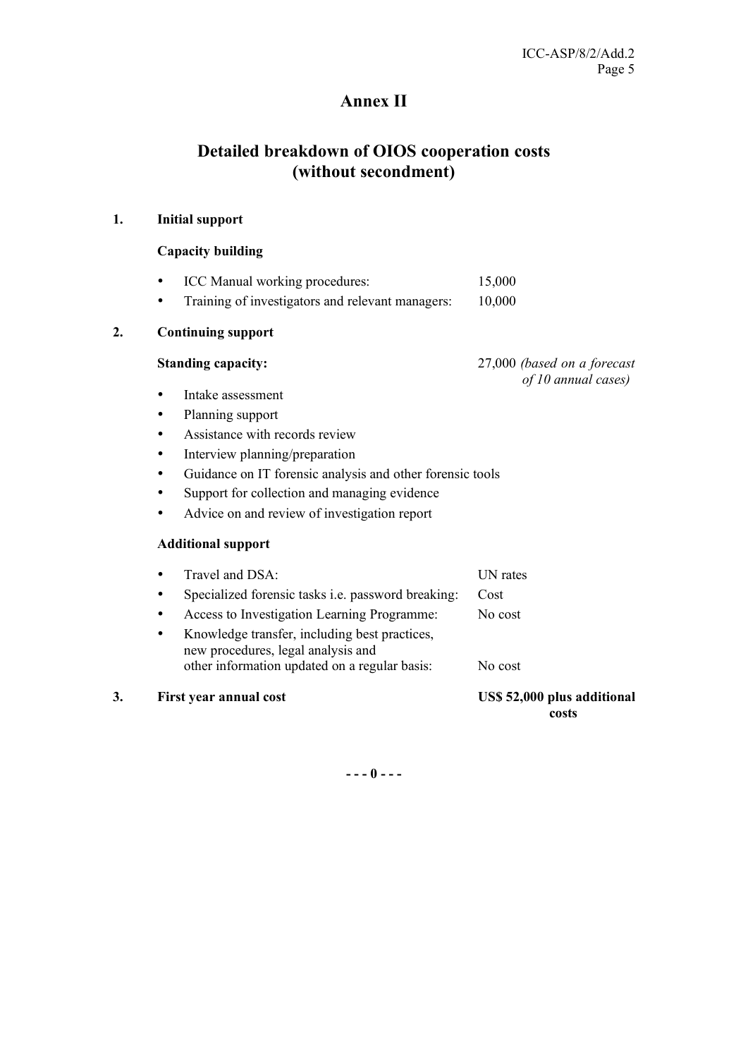# Annex II

## Detailed breakdown of OIOS cooperation costs (without secondment)

**1. Initial support**

**Capacity building**

- ICC Manual working procedures: 15,000
- Training of investigators and relevant managers: 10,000

**2. Continuing support**

**Standing capacity:** 27,000 *(based on a forecast of 10 annual cases)*

- Intake assessment
- Planning support
- Assistance with records review
- Interview planning/preparation
- Guidance on IT forensic analysis and other forensic tools
- Support for collection and managing evidence
- Advice on and review of investigation report

**Additional support**

- Travel and DSA: UN rates
- Specialized forensic tasks i.e. password breaking: Cost
- Access to Investigation Learning Programme: No cost
- Knowledge transfer, including best practices, new procedures, legal analysis and other information updated on a regular basis: No cost

**3. First year annual cost** **US$ 52,000 plus additional costs**

- - - 0 - - -